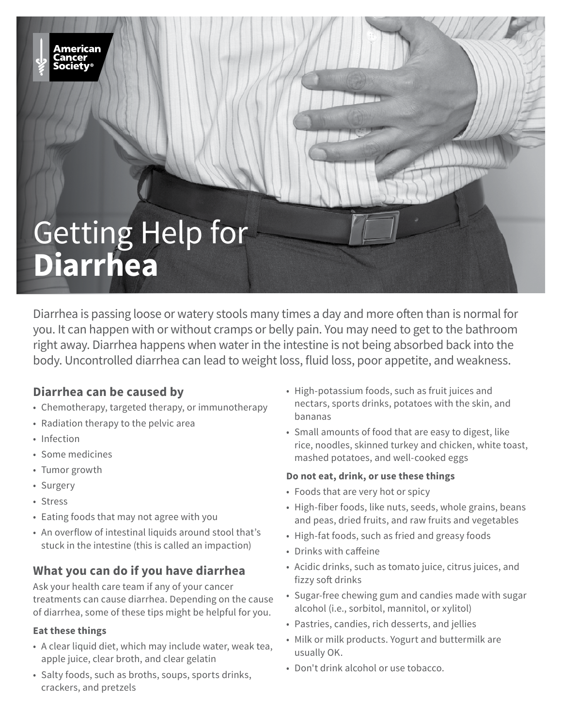American Cancer Society®

# Getting Help for **Diarrhea**

Diarrhea is passing loose or watery stools many times a day and more often than is normal for you. It can happen with or without cramps or belly pain. You may need to get to the bathroom right away. Diarrhea happens when water in the intestine is not being absorbed back into the body. Uncontrolled diarrhea can lead to weight loss, fluid loss, poor appetite, and weakness.

## Diarrhea can be caused by

- Chemotherapy, targeted therapy, or immunotherapy
- Radiation therapy to the pelvic area
- Infection
- Some medicines
- Tumor growth
- Surgery
- Stress
- Eating foods that may not agree with you
- An overflow of intestinal liquids around stool that's stuck in the intestine (this is called an impaction)

## What you can do if you have diarrhea

Ask your health care team if any of your cancer treatments can cause diarrhea. Depending on the cause of diarrhea, some of these tips might be helpful for you.

### Eat these things

- A clear liquid diet, which may include water, weak tea, apple juice, clear broth, and clear gelatin
- Salty foods, such as broths, soups, sports drinks, crackers, and pretzels
- High-potassium foods, such as fruit juices and nectars, sports drinks, potatoes with the skin, and bananas
- Small amounts of food that are easy to digest, like rice, noodles, skinned turkey and chicken, white toast, mashed potatoes, and well-cooked eggs

### Do not eat, drink, or use these things

- Foods that are very hot or spicy
- High-fiber foods, like nuts, seeds, whole grains, beans and peas, dried fruits, and raw fruits and vegetables
- High-fat foods, such as fried and greasy foods
- Drinks with caffeine
- Acidic drinks, such as tomato juice, citrus juices, and fizzy soft drinks
- Sugar-free chewing gum and candies made with sugar alcohol (i.e., sorbitol, mannitol, or xylitol)
- Pastries, candies, rich desserts, and jellies
- Milk or milk products. Yogurt and buttermilk are usually OK.
- Don't drink alcohol or use tobacco.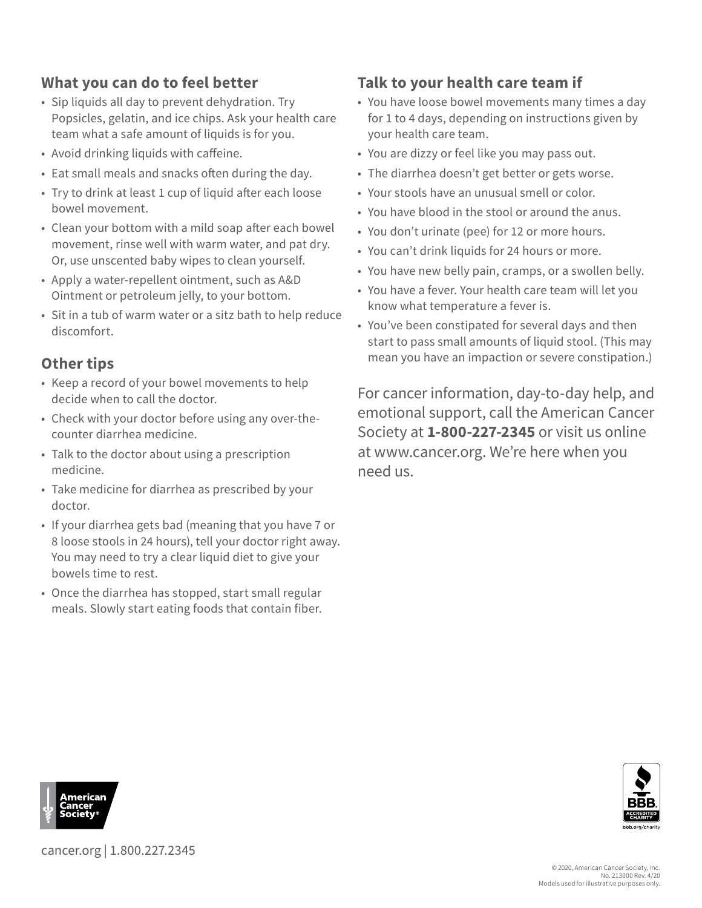## What you can do to feel better

- Sip liquids all day to prevent dehydration. Try Popsicles, gelatin, and ice chips. Ask your health care team what a safe amount of liquids is for you.
- Avoid drinking liquids with caffeine.
- Eat small meals and snacks often during the day.
- Try to drink at least 1 cup of liquid after each loose bowel movement.
- Clean your bottom with a mild soap after each bowel movement, rinse well with warm water, and pat dry. Or, use unscented baby wipes to clean yourself.
- Apply a water-repellent ointment, such as A&D Ointment or petroleum jelly, to your bottom.
- Sit in a tub of warm water or a sitz bath to help reduce discomfort.

## Other tips

- Keep a record of your bowel movements to help decide when to call the doctor.
- Check with your doctor before using any over-the-counter diarrhea medicine.
- Talk to the doctor about using a prescription medicine.
- Take medicine for diarrhea as prescribed by your doctor.
- If your diarrhea gets bad (meaning that you have 7 or 8 loose stools in 24 hours), tell your doctor right away. You may need to try a clear liquid diet to give your bowels time to rest.
- Once the diarrhea has stopped, start small regular meals. Slowly start eating foods that contain fiber.

## Talk to your health care team if

- You have loose bowel movements many times a day for 1 to 4 days, depending on instructions given by your health care team.
- You are dizzy or feel like you may pass out.
- The diarrhea doesn't get better or gets worse.
- Your stools have an unusual smell or color.
- You have blood in the stool or around the anus.
- You don't urinate (pee) for 12 or more hours.
- You can't drink liquids for 24 hours or more.
- You have new belly pain, cramps, or a swollen belly.
- You have a fever. Your health care team will let you know what temperature a fever is.
- You've been constipated for several days and then start to pass small amounts of liquid stool. (This may mean you have an impaction or severe constipation.)

For cancer information, day-to-day help, and emotional support, call the American Cancer Society at **1-800-227-2345** or visit us online at www.cancer.org. We're here when you need us.

cancer.org | 1.800.227.2345

© 2020, American Cancer Society, Inc.
No. 213000 Rev. 4/20
Models used for illustrative purposes only.